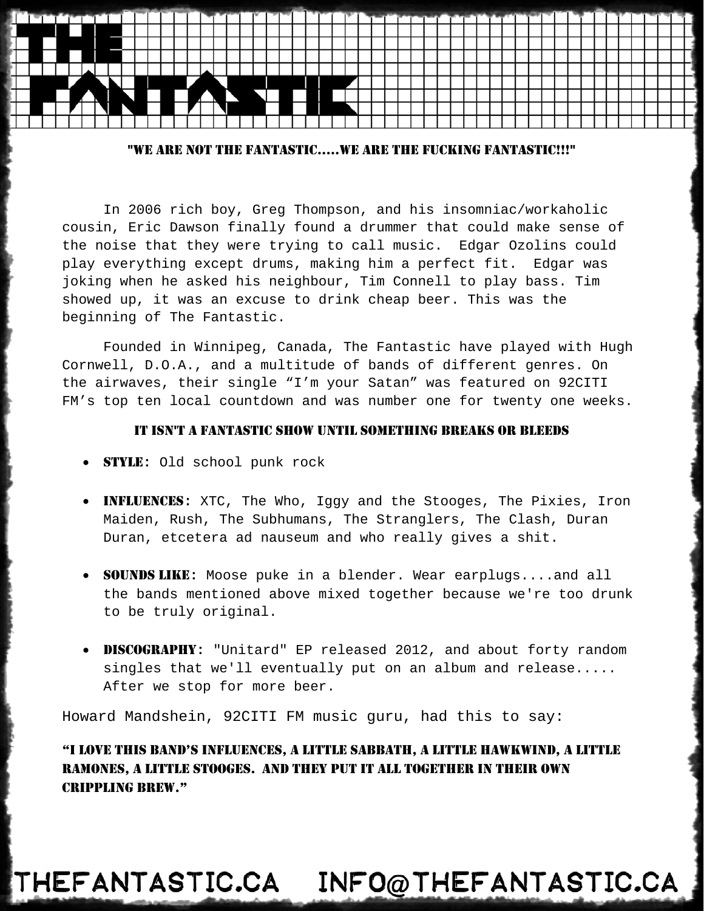# THE FANTASTIC

"WE ARE NOT THE FANTASTIC.....WE ARE THE FUCKING FANTASTIC!!!"

In 2006 rich boy, Greg Thompson, and his insomniac/workaholic cousin, Eric Dawson finally found a drummer that could make sense of the noise that they were trying to call music. Edgar Ozolins could play everything except drums, making him a perfect fit. Edgar was joking when he asked his neighbour, Tim Connell to play bass. Tim showed up, it was an excuse to drink cheap beer. This was the beginning of The Fantastic.

Founded in Winnipeg, Canada, The Fantastic have played with Hugh Cornwell, D.O.A., and a multitude of bands of different genres. On the airwaves, their single "I'm your Satan" was featured on 92CITI FM's top ten local countdown and was number one for twenty one weeks.

IT ISN'T A FANTASTIC SHOW UNTIL SOMETHING BREAKS OR BLEEDS

- **STYLE:** Old school punk rock
- **INFLUENCES:** XTC, The Who, Iggy and the Stooges, The Pixies, Iron Maiden, Rush, The Subhumans, The Stranglers, The Clash, Duran Duran, etcetera ad nauseum and who really gives a shit.
- **SOUNDS LIKE:** Moose puke in a blender. Wear earplugs....and all the bands mentioned above mixed together because we're too drunk to be truly original.
- **DISCOGRAPHY:** "Unitard" EP released 2012, and about forty random singles that we'll eventually put on an album and release..... After we stop for more beer.

Howard Mandshein, 92CITI FM music guru, had this to say:

"I LOVE THIS BAND'S INFLUENCES, A LITTLE SABBATH, A LITTLE HAWKWIND, A LITTLE RAMONES, A LITTLE STOOGES. AND THEY PUT IT ALL TOGETHER IN THEIR OWN CRIPPLING BREW."

THEFANTASTIC.CA INFO@THEFANTASTIC.CA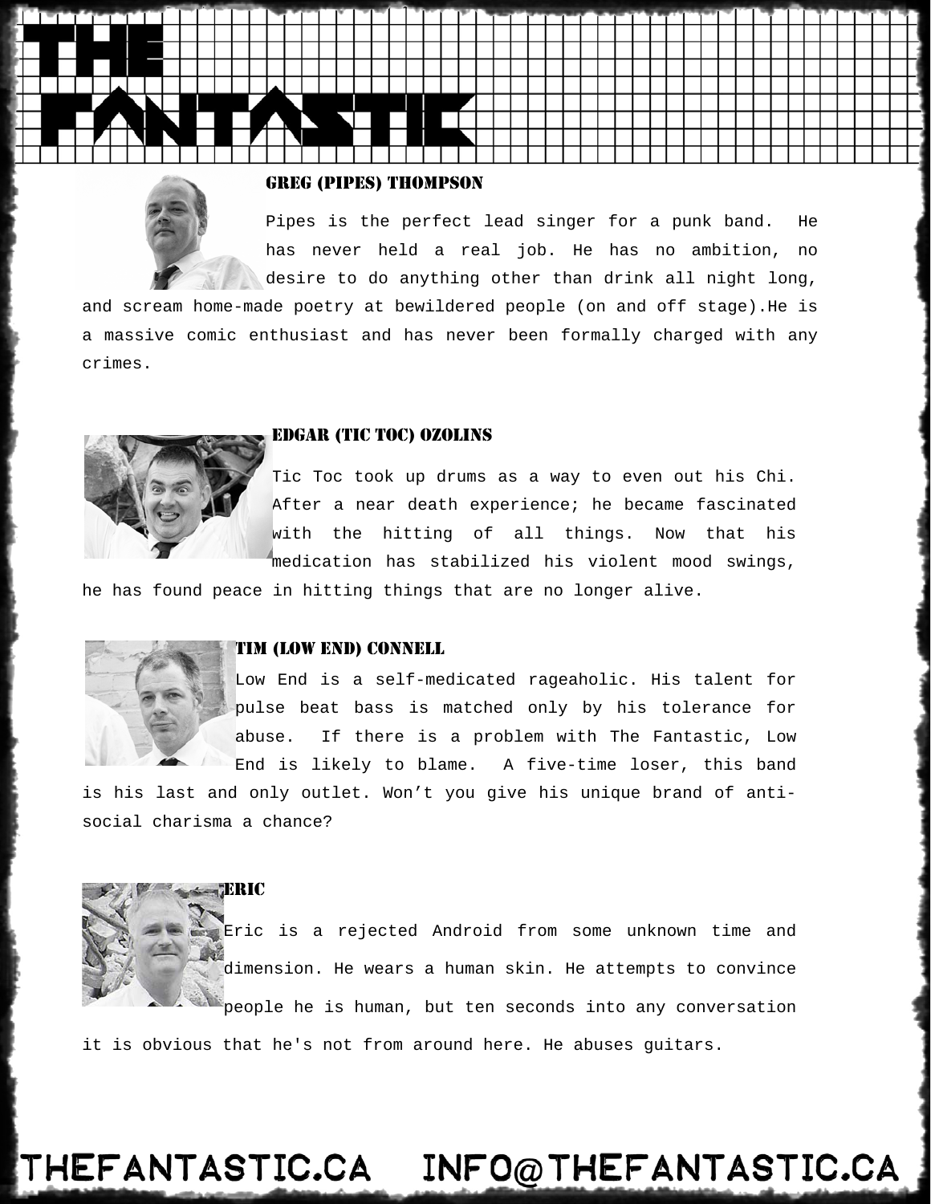# THE FANTASTIC

## GREG (PIPES) THOMPSON

Pipes is the perfect lead singer for a punk band. He has never held a real job. He has no ambition, no desire to do anything other than drink all night long, and scream home-made poetry at bewildered people (on and off stage).He is a massive comic enthusiast and has never been formally charged with any crimes.

## EDGAR (TIC TOC) OZOLINS

Tic Toc took up drums as a way to even out his Chi. After a near death experience; he became fascinated with the hitting of all things. Now that his medication has stabilized his violent mood swings, he has found peace in hitting things that are no longer alive.

## TIM (LOW END) CONNELL

Low End is a self-medicated rageaholic. His talent for pulse beat bass is matched only by his tolerance for abuse. If there is a problem with The Fantastic, Low End is likely to blame. A five-time loser, this band is his last and only outlet. Won't you give his unique brand of anti-social charisma a chance?

## ERIC

Eric is a rejected Android from some unknown time and dimension. He wears a human skin. He attempts to convince people he is human, but ten seconds into any conversation it is obvious that he's not from around here. He abuses guitars.

THEFANTASTIC.CA INFO@THEFANTASTIC.CA